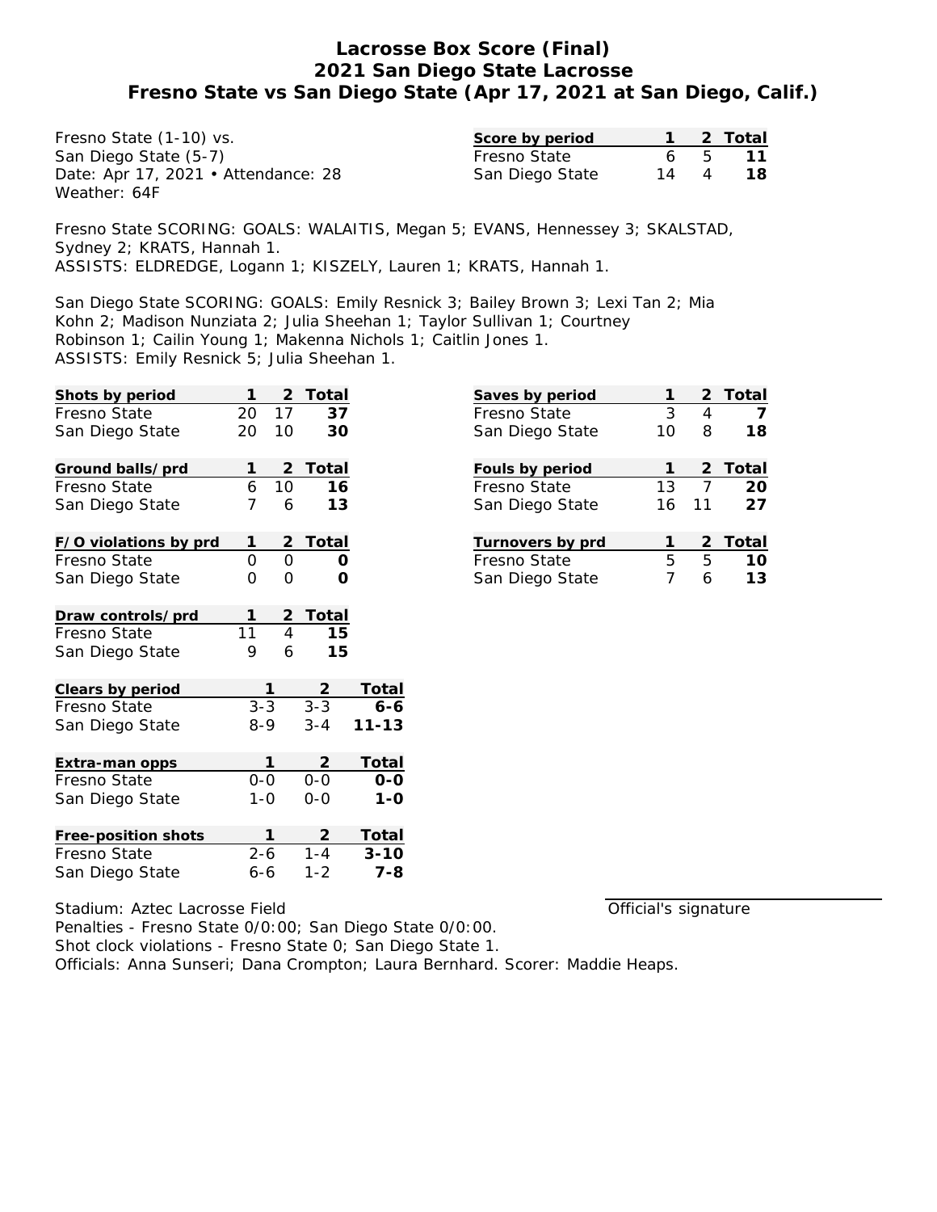# Lacrosse Box Score (Final)
## 2021 San Diego State Lacrosse
## Fresno State vs San Diego State (Apr 17, 2021 at San Diego, Calif.)

Fresno State (1-10) vs.
San Diego State (5-7)
Date: Apr 17, 2021 • Attendance: 28
Weather: 64F

| Score by period | 1 | 2 | Total |
|---|---|---|---|
| Fresno State | 6 | 5 | **11** |
| San Diego State | 14 | 4 | **18** |

Fresno State SCORING: GOALS: WALAITIS, Megan 5; EVANS, Hennessey 3; SKALSTAD, Sydney 2; KRATS, Hannah 1.
ASSISTS: ELDREDGE, Logann 1; KISZELY, Lauren 1; KRATS, Hannah 1.

San Diego State SCORING: GOALS: Emily Resnick 3; Bailey Brown 3; Lexi Tan 2; Mia Kohn 2; Madison Nunziata 2; Julia Sheehan 1; Taylor Sullivan 1; Courtney Robinson 1; Cailin Young 1; Makenna Nichols 1; Caitlin Jones 1.
ASSISTS: Emily Resnick 5; Julia Sheehan 1.

| Shots by period | 1 | 2 | Total |
|---|---|---|---|
| Fresno State | 20 | 17 | **37** |
| San Diego State | 20 | 10 | **30** |

| Saves by period | 1 | 2 | Total |
|---|---|---|---|
| Fresno State | 3 | 4 | **7** |
| San Diego State | 10 | 8 | **18** |

| Ground balls/prd | 1 | 2 | Total |
|---|---|---|---|
| Fresno State | 6 | 10 | **16** |
| San Diego State | 7 | 6 | **13** |

| Fouls by period | 1 | 2 | Total |
|---|---|---|---|
| Fresno State | 13 | 7 | **20** |
| San Diego State | 16 | 11 | **27** |

| F/O violations by prd | 1 | 2 | Total |
|---|---|---|---|
| Fresno State | 0 | 0 | **0** |
| San Diego State | 0 | 0 | **0** |

| Turnovers by prd | 1 | 2 | Total |
|---|---|---|---|
| Fresno State | 5 | 5 | **10** |
| San Diego State | 7 | 6 | **13** |

| Draw controls/prd | 1 | 2 | Total |
|---|---|---|---|
| Fresno State | 11 | 4 | **15** |
| San Diego State | 9 | 6 | **15** |

| Clears by period | 1 | 2 | Total |
|---|---|---|---|
| Fresno State | 3-3 | 3-3 | **6-6** |
| San Diego State | 8-9 | 3-4 | **11-13** |

| Extra-man opps | 1 | 2 | Total |
|---|---|---|---|
| Fresno State | 0-0 | 0-0 | **0-0** |
| San Diego State | 1-0 | 0-0 | **1-0** |

| Free-position shots | 1 | 2 | Total |
|---|---|---|---|
| Fresno State | 2-6 | 1-4 | **3-10** |
| San Diego State | 6-6 | 1-2 | **7-8** |

Stadium: Aztec Lacrosse Field
Penalties - Fresno State 0/0:00; San Diego State 0/0:00.
Shot clock violations - Fresno State 0; San Diego State 1.
Officials: Anna Sunseri; Dana Crompton; Laura Bernhard. Scorer: Maddie Heaps.

Official's signature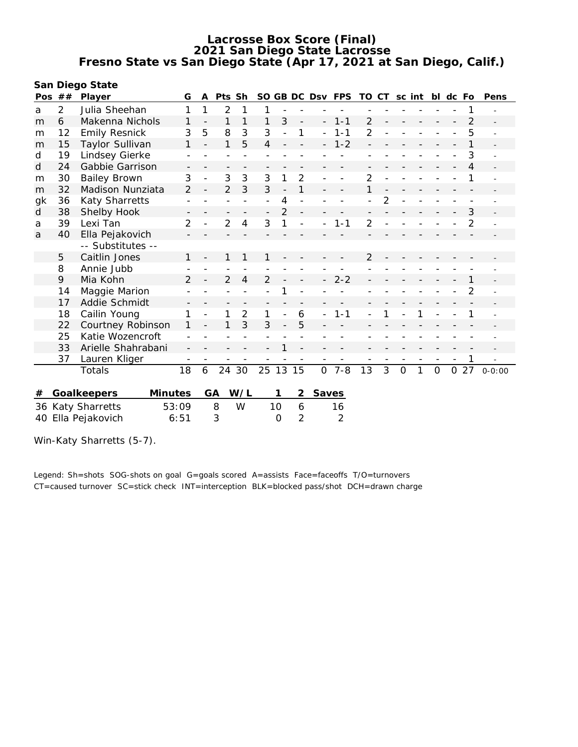# Lacrosse Box Score (Final)
## 2021 San Diego State Lacrosse
## Fresno State vs San Diego State (Apr 17, 2021 at San Diego, Calif.)

**San Diego State**

| Pos | ## | Player | G | A | Pts | Sh | SO | GB | DC | Dsv | FPS | TO | CT | sc | int | bl | dc | Fo | Pens |
|---|---|---|---|---|---|---|---|---|---|---|---|---|---|---|---|---|---|---|---|
| a | 2 | Julia Sheehan | 1 | 1 | 2 | 1 | 1 | - | - | - | - | - | - | - | - | - | - | 1 | - |
| m | 6 | Makenna Nichols | 1 | - | 1 | 1 | 1 | 3 | - | - | 1-1 | 2 | - | - | - | - | - | 2 | - |
| m | 12 | Emily Resnick | 3 | 5 | 8 | 3 | 3 | - | 1 | - | 1-1 | 2 | - | - | - | - | - | 5 | - |
| m | 15 | Taylor Sullivan | 1 | - | 1 | 5 | 4 | - | - | - | 1-2 | - | - | - | - | - | - | 1 | - |
| d | 19 | Lindsey Gierke | - | - | - | - | - | - | - | - | - | - | - | - | - | - | - | 3 | - |
| d | 24 | Gabbie Garrison | - | - | - | - | - | - | - | - | - | - | - | - | - | - | - | 4 | - |
| m | 30 | Bailey Brown | 3 | - | 3 | 3 | 3 | 1 | 2 | - | - | 2 | - | - | - | - | - | 1 | - |
| m | 32 | Madison Nunziata | 2 | - | 2 | 3 | 3 | - | 1 | - | - | 1 | - | - | - | - | - | - | - |
| gk | 36 | Katy Sharretts | - | - | - | - | - | 4 | - | - | - | - | 2 | - | - | - | - | - | - |
| d | 38 | Shelby Hook | - | - | - | - | - | 2 | - | - | - | - | - | - | - | - | - | 3 | - |
| a | 39 | Lexi Tan | 2 | - | 2 | 4 | 3 | 1 | - | - | 1-1 | 2 | - | - | - | - | - | 2 | - |
| a | 40 | Ella Pejakovich | - | - | - | - | - | - | - | - | - | - | - | - | - | - | - | - | - |
| | | -- Substitutes -- | | | | | | | | | | | | | | | | | |
| | 5 | Caitlin Jones | 1 | - | 1 | 1 | 1 | - | - | - | - | 2 | - | - | - | - | - | - | - |
| | 8 | Annie Jubb | - | - | - | - | - | - | - | - | - | - | - | - | - | - | - | - | - |
| | 9 | Mia Kohn | 2 | - | 2 | 4 | 2 | - | - | - | 2-2 | - | - | - | - | - | - | 1 | - |
| | 14 | Maggie Marion | - | - | - | - | - | 1 | - | - | - | - | - | - | - | - | - | 2 | - |
| | 17 | Addie Schmidt | - | - | - | - | - | - | - | - | - | - | - | - | - | - | - | - | - |
| | 18 | Cailin Young | 1 | - | 1 | 2 | 1 | - | 6 | - | 1-1 | - | 1 | - | 1 | - | - | 1 | - |
| | 22 | Courtney Robinson | 1 | - | 1 | 3 | 3 | - | 5 | - | - | - | - | - | - | - | - | - | - |
| | 25 | Katie Wozencroft | - | - | - | - | - | - | - | - | - | - | - | - | - | - | - | - | - |
| | 33 | Arielle Shahrabani | - | - | - | - | - | 1 | - | - | - | - | - | - | - | - | - | - | - |
| | 37 | Lauren Kliger | - | - | - | - | - | - | - | - | - | - | - | - | - | - | - | 1 | - |
| | | Totals | 18 | 6 | 24 | 30 | 25 | 13 | 15 | 0 | 7-8 | 13 | 3 | 0 | 1 | 0 | 0 | 27 | 0-0:00 |

| # | Goalkeepers | Minutes | GA | W/L | 1 | 2 | Saves |
|---|---|---|---|---|---|---|---|
| 36 | Katy Sharretts | 53:09 | 8 | W | 10 | 6 | 16 |
| 40 | Ella Pejakovich | 6:51 | 3 | | 0 | 2 | 2 |

Win-Katy Sharretts (5-7).

Legend: Sh=shots SOG-shots on goal G=goals scored A=assists Face=faceoffs T/O=turnovers CT=caused turnover SC=stick check INT=interception BLK=blocked pass/shot DCH=drawn charge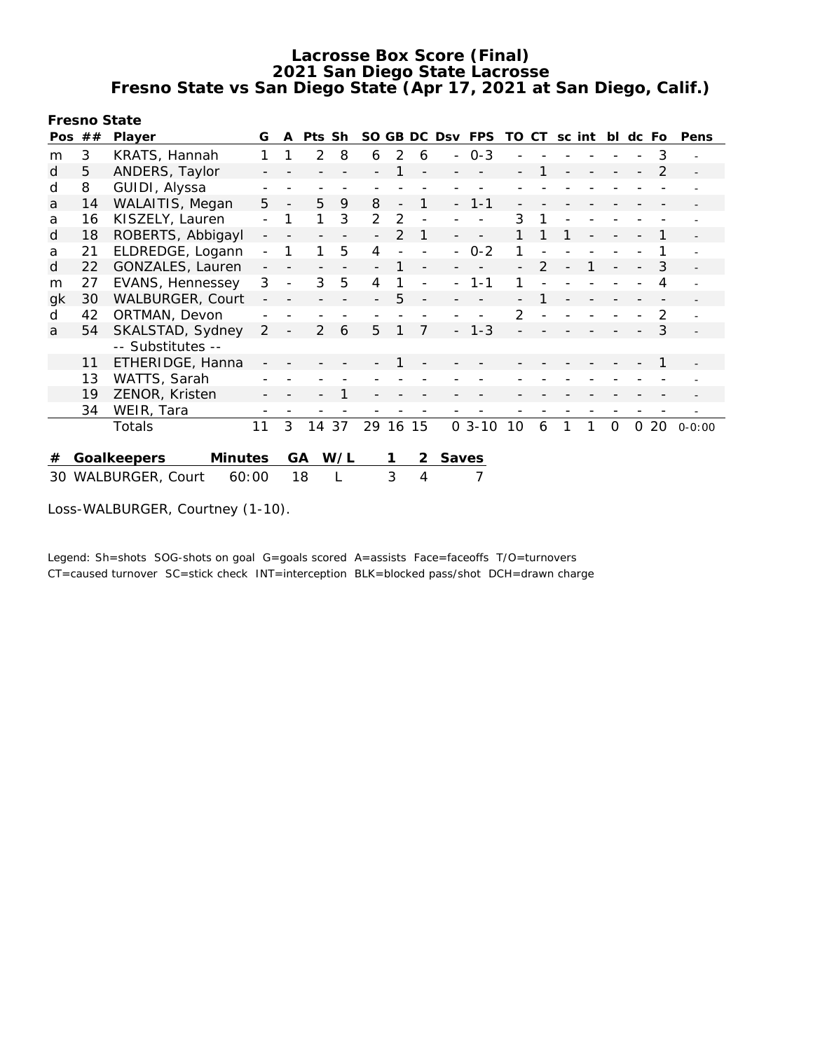# Lacrosse Box Score (Final)
## 2021 San Diego State Lacrosse
## Fresno State vs San Diego State (Apr 17, 2021 at San Diego, Calif.)

**Fresno State**

| Pos | ## | Player | G | A | Pts | Sh | SO | GB | DC | Dsv | FPS | TO | CT | sc | int | bl | dc | Fo | Pens |
|---|---|---|---|---|---|---|---|---|---|---|---|---|---|---|---|---|---|---|---|
| m | 3 | KRATS, Hannah | 1 | 1 | 2 | 8 | 6 | 2 | 6 | - | 0-3 | - | - | - | - | - | - | 3 | - |
| d | 5 | ANDERS, Taylor | - | - | - | - | - | 1 | - | - | - | - | 1 | - | - | - | - | 2 | - |
| d | 8 | GUIDI, Alyssa | - | - | - | - | - | - | - | - | - | - | - | - | - | - | - | - | - |
| a | 14 | WALAITIS, Megan | 5 | - | 5 | 9 | 8 | - | 1 | - | 1-1 | - | - | - | - | - | - | - | - |
| a | 16 | KISZELY, Lauren | - | 1 | 1 | 3 | 2 | 2 | - | - | - | 3 | 1 | - | - | - | - | - | - |
| d | 18 | ROBERTS, Abbigayl | - | - | - | - | - | 2 | 1 | - | - | 1 | 1 | 1 | - | - | - | 1 | - |
| a | 21 | ELDREDGE, Logann | - | 1 | 1 | 5 | 4 | - | - | - | 0-2 | 1 | - | - | - | - | - | 1 | - |
| d | 22 | GONZALES, Lauren | - | - | - | - | - | 1 | - | - | - | - | 2 | - | 1 | - | - | 3 | - |
| m | 27 | EVANS, Hennessey | 3 | - | 3 | 5 | 4 | 1 | - | - | 1-1 | 1 | - | - | - | - | - | 4 | - |
| gk | 30 | WALBURGER, Court | - | - | - | - | - | 5 | - | - | - | - | 1 | - | - | - | - | - | - |
| d | 42 | ORTMAN, Devon | - | - | - | - | - | - | - | - | - | 2 | - | - | - | - | - | 2 | - |
| a | 54 | SKALSTAD, Sydney | 2 | - | 2 | 6 | 5 | 1 | 7 | - | 1-3 | - | - | - | - | - | - | 3 | - |
| | | -- Substitutes -- | | | | | | | | | | | | | | | | | |
| | 11 | ETHERIDGE, Hanna | - | - | - | - | - | 1 | - | - | - | - | - | - | - | - | - | 1 | - |
| | 13 | WATTS, Sarah | - | - | - | - | - | - | - | - | - | - | - | - | - | - | - | - | - |
| | 19 | ZENOR, Kristen | - | - | - | 1 | - | - | - | - | - | - | - | - | - | - | - | - | - |
| | 34 | WEIR, Tara | - | - | - | - | - | - | - | - | - | - | - | - | - | - | - | - | - |
| | | Totals | 11 | 3 | 14 | 37 | 29 | 16 | 15 | 0 | 3-10 | 10 | 6 | 1 | 1 | 0 | 0 | 20 | 0-0:00 |

| # | Goalkeepers | Minutes | GA | W/L | 1 | 2 | Saves |
|---|---|---|---|---|---|---|---|
| 30 | WALBURGER, Court | 60:00 | 18 | L | 3 | 4 | 7 |

Loss-WALBURGER, Courtney (1-10).

Legend: Sh=shots SOG-shots on goal G=goals scored A=assists Face=faceoffs T/O=turnovers
CT=caused turnover SC=stick check INT=interception BLK=blocked pass/shot DCH=drawn charge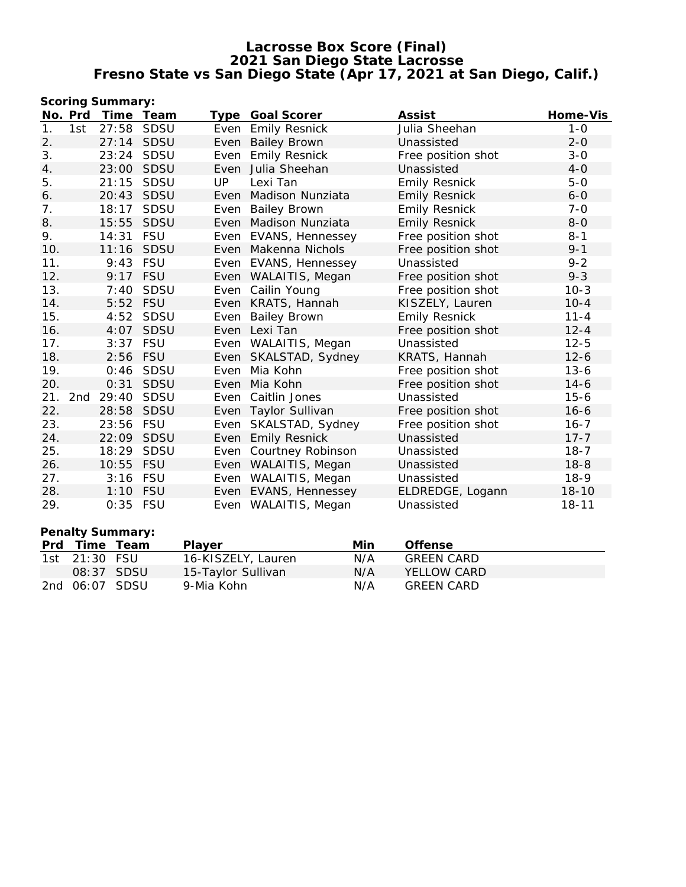# Lacrosse Box Score (Final)
## 2021 San Diego State Lacrosse
## Fresno State vs San Diego State (Apr 17, 2021 at San Diego, Calif.)

**Scoring Summary:**

| No. | Prd | Time | Team | Type | Goal Scorer | Assist | Home-Vis |
|---|---|---|---|---|---|---|---|
| 1. | 1st | 27:58 | SDSU | Even | Emily Resnick | Julia Sheehan | 1-0 |
| 2. | | 27:14 | SDSU | Even | Bailey Brown | Unassisted | 2-0 |
| 3. | | 23:24 | SDSU | Even | Emily Resnick | Free position shot | 3-0 |
| 4. | | 23:00 | SDSU | Even | Julia Sheehan | Unassisted | 4-0 |
| 5. | | 21:15 | SDSU | UP | Lexi Tan | Emily Resnick | 5-0 |
| 6. | | 20:43 | SDSU | Even | Madison Nunziata | Emily Resnick | 6-0 |
| 7. | | 18:17 | SDSU | Even | Bailey Brown | Emily Resnick | 7-0 |
| 8. | | 15:55 | SDSU | Even | Madison Nunziata | Emily Resnick | 8-0 |
| 9. | | 14:31 | FSU | Even | EVANS, Hennessey | Free position shot | 8-1 |
| 10. | | 11:16 | SDSU | Even | Makenna Nichols | Free position shot | 9-1 |
| 11. | | 9:43 | FSU | Even | EVANS, Hennessey | Unassisted | 9-2 |
| 12. | | 9:17 | FSU | Even | WALAITIS, Megan | Free position shot | 9-3 |
| 13. | | 7:40 | SDSU | Even | Cailin Young | Free position shot | 10-3 |
| 14. | | 5:52 | FSU | Even | KRATS, Hannah | KISZELY, Lauren | 10-4 |
| 15. | | 4:52 | SDSU | Even | Bailey Brown | Emily Resnick | 11-4 |
| 16. | | 4:07 | SDSU | Even | Lexi Tan | Free position shot | 12-4 |
| 17. | | 3:37 | FSU | Even | WALAITIS, Megan | Unassisted | 12-5 |
| 18. | | 2:56 | FSU | Even | SKALSTAD, Sydney | KRATS, Hannah | 12-6 |
| 19. | | 0:46 | SDSU | Even | Mia Kohn | Free position shot | 13-6 |
| 20. | | 0:31 | SDSU | Even | Mia Kohn | Free position shot | 14-6 |
| 21. | 2nd | 29:40 | SDSU | Even | Caitlin Jones | Unassisted | 15-6 |
| 22. | | 28:58 | SDSU | Even | Taylor Sullivan | Free position shot | 16-6 |
| 23. | | 23:56 | FSU | Even | SKALSTAD, Sydney | Free position shot | 16-7 |
| 24. | | 22:09 | SDSU | Even | Emily Resnick | Unassisted | 17-7 |
| 25. | | 18:29 | SDSU | Even | Courtney Robinson | Unassisted | 18-7 |
| 26. | | 10:55 | FSU | Even | WALAITIS, Megan | Unassisted | 18-8 |
| 27. | | 3:16 | FSU | Even | WALAITIS, Megan | Unassisted | 18-9 |
| 28. | | 1:10 | FSU | Even | EVANS, Hennessey | ELDREDGE, Logann | 18-10 |
| 29. | | 0:35 | FSU | Even | WALAITIS, Megan | Unassisted | 18-11 |

**Penalty Summary:**

| Prd | Time | Team | Player | Min | Offense |
|---|---|---|---|---|---|
| 1st | 21:30 | FSU | 16-KISZELY, Lauren | N/A | GREEN CARD |
| | 08:37 | SDSU | 15-Taylor Sullivan | N/A | YELLOW CARD |
| 2nd | 06:07 | SDSU | 9-Mia Kohn | N/A | GREEN CARD |